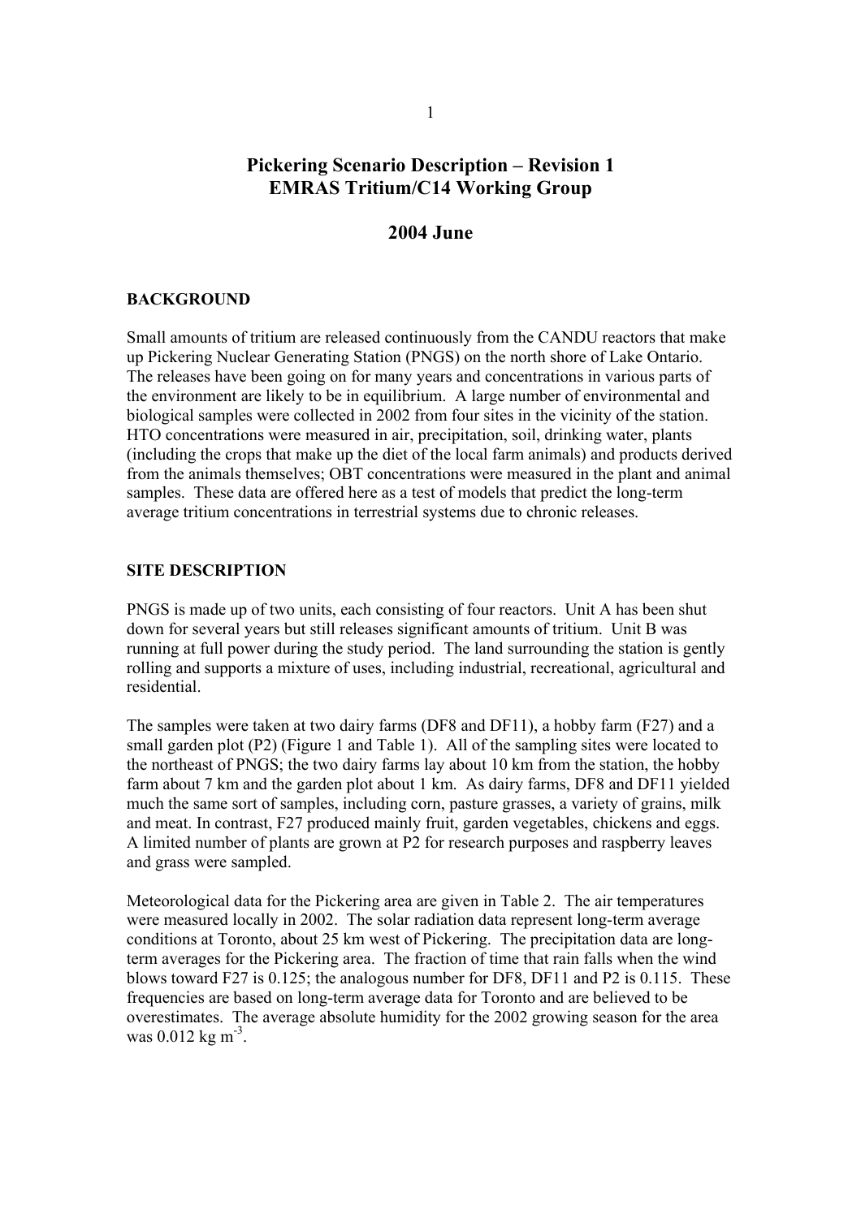# Pickering Scenario Description – Revision 1
# EMRAS Tritium/C14 Working Group

## 2004 June

### BACKGROUND

Small amounts of tritium are released continuously from the CANDU reactors that make up Pickering Nuclear Generating Station (PNGS) on the north shore of Lake Ontario. The releases have been going on for many years and concentrations in various parts of the environment are likely to be in equilibrium. A large number of environmental and biological samples were collected in 2002 from four sites in the vicinity of the station. HTO concentrations were measured in air, precipitation, soil, drinking water, plants (including the crops that make up the diet of the local farm animals) and products derived from the animals themselves; OBT concentrations were measured in the plant and animal samples. These data are offered here as a test of models that predict the long-term average tritium concentrations in terrestrial systems due to chronic releases.

### SITE DESCRIPTION

PNGS is made up of two units, each consisting of four reactors. Unit A has been shut down for several years but still releases significant amounts of tritium. Unit B was running at full power during the study period. The land surrounding the station is gently rolling and supports a mixture of uses, including industrial, recreational, agricultural and residential.

The samples were taken at two dairy farms (DF8 and DF11), a hobby farm (F27) and a small garden plot (P2) (Figure 1 and Table 1). All of the sampling sites were located to the northeast of PNGS; the two dairy farms lay about 10 km from the station, the hobby farm about 7 km and the garden plot about 1 km. As dairy farms, DF8 and DF11 yielded much the same sort of samples, including corn, pasture grasses, a variety of grains, milk and meat. In contrast, F27 produced mainly fruit, garden vegetables, chickens and eggs. A limited number of plants are grown at P2 for research purposes and raspberry leaves and grass were sampled.

Meteorological data for the Pickering area are given in Table 2. The air temperatures were measured locally in 2002. The solar radiation data represent long-term average conditions at Toronto, about 25 km west of Pickering. The precipitation data are long-term averages for the Pickering area. The fraction of time that rain falls when the wind blows toward F27 is 0.125; the analogous number for DF8, DF11 and P2 is 0.115. These frequencies are based on long-term average data for Toronto and are believed to be overestimates. The average absolute humidity for the 2002 growing season for the area was 0.012 kg $m^{-3}$.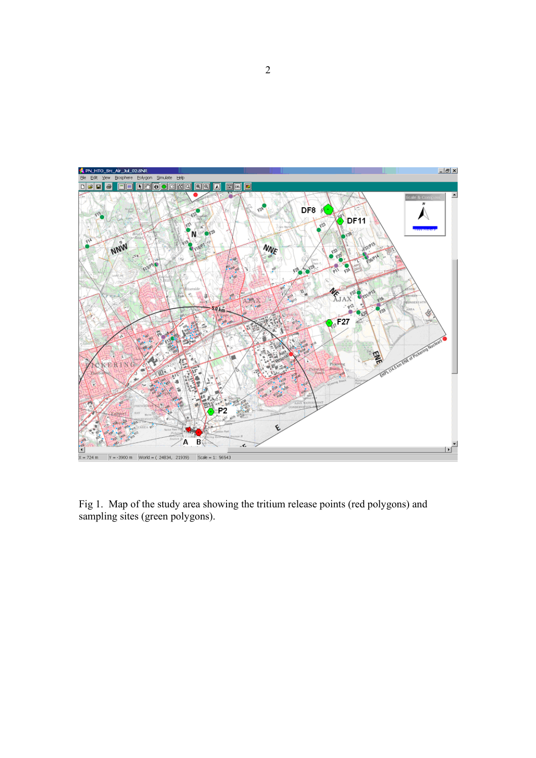Fig 1.  Map of the study area showing the tritium release points (red polygons) and sampling sites (green polygons).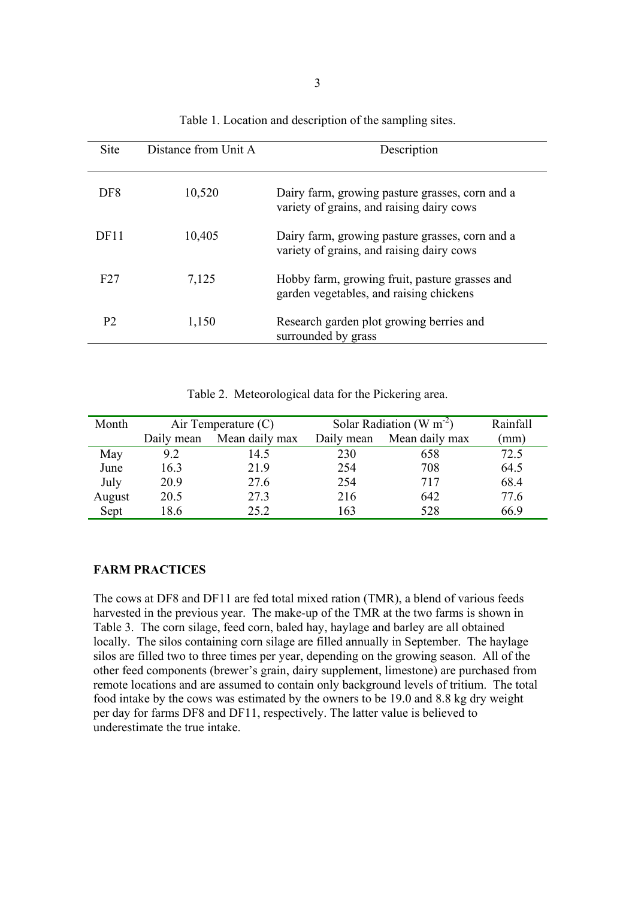Table 1. Location and description of the sampling sites.

| Site | Distance from Unit A | Description |
|---|---|---|
| DF8 | 10,520 | Dairy farm, growing pasture grasses, corn and a variety of grains, and raising dairy cows |
| DF11 | 10,405 | Dairy farm, growing pasture grasses, corn and a variety of grains, and raising dairy cows |
| F27 | 7,125 | Hobby farm, growing fruit, pasture grasses and garden vegetables, and raising chickens |
| P2 | 1,150 | Research garden plot growing berries and surrounded by grass |

Table 2. Meteorological data for the Pickering area.

| Month | Air Temperature (C) | | Solar Radiation (W $m^{-2}$) | | Rainfall |
|---|---|---|---|---|---|
| | Daily mean | Mean daily max | Daily mean | Mean daily max | (mm) |
| May | 9.2 | 14.5 | 230 | 658 | 72.5 |
| June | 16.3 | 21.9 | 254 | 708 | 64.5 |
| July | 20.9 | 27.6 | 254 | 717 | 68.4 |
| August | 20.5 | 27.3 | 216 | 642 | 77.6 |
| Sept | 18.6 | 25.2 | 163 | 528 | 66.9 |

## FARM PRACTICES

The cows at DF8 and DF11 are fed total mixed ration (TMR), a blend of various feeds harvested in the previous year. The make-up of the TMR at the two farms is shown in Table 3. The corn silage, feed corn, baled hay, haylage and barley are all obtained locally. The silos containing corn silage are filled annually in September. The haylage silos are filled two to three times per year, depending on the growing season. All of the other feed components (brewer's grain, dairy supplement, limestone) are purchased from remote locations and are assumed to contain only background levels of tritium. The total food intake by the cows was estimated by the owners to be 19.0 and 8.8 kg dry weight per day for farms DF8 and DF11, respectively. The latter value is believed to underestimate the true intake.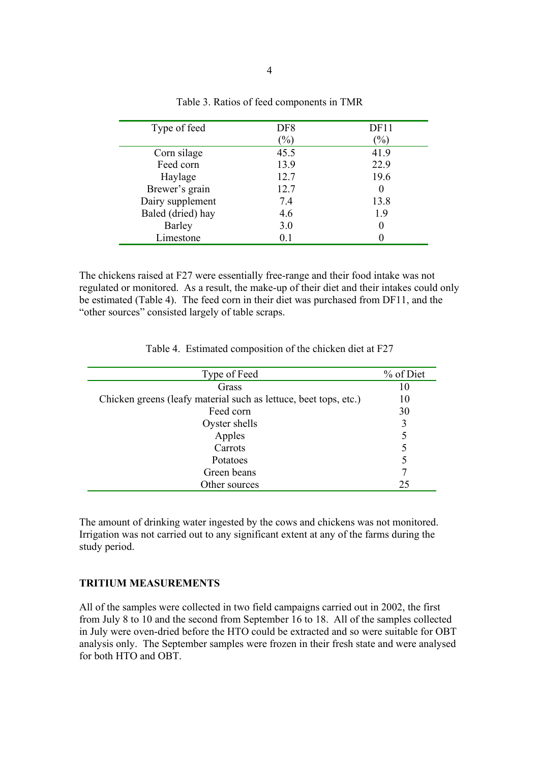Table 3. Ratios of feed components in TMR

| Type of feed | DF8 (%) | DF11 (%) |
|---|---|---|
| Corn silage | 45.5 | 41.9 |
| Feed corn | 13.9 | 22.9 |
| Haylage | 12.7 | 19.6 |
| Brewer's grain | 12.7 | 0 |
| Dairy supplement | 7.4 | 13.8 |
| Baled (dried) hay | 4.6 | 1.9 |
| Barley | 3.0 | 0 |
| Limestone | 0.1 | 0 |

The chickens raised at F27 were essentially free-range and their food intake was not regulated or monitored. As a result, the make-up of their diet and their intakes could only be estimated (Table 4). The feed corn in their diet was purchased from DF11, and the "other sources" consisted largely of table scraps.

Table 4. Estimated composition of the chicken diet at F27

| Type of Feed | % of Diet |
|---|---|
| Grass | 10 |
| Chicken greens (leafy material such as lettuce, beet tops, etc.) | 10 |
| Feed corn | 30 |
| Oyster shells | 3 |
| Apples | 5 |
| Carrots | 5 |
| Potatoes | 5 |
| Green beans | 7 |
| Other sources | 25 |

The amount of drinking water ingested by the cows and chickens was not monitored. Irrigation was not carried out to any significant extent at any of the farms during the study period.

## TRITIUM MEASUREMENTS

All of the samples were collected in two field campaigns carried out in 2002, the first from July 8 to 10 and the second from September 16 to 18. All of the samples collected in July were oven-dried before the HTO could be extracted and so were suitable for OBT analysis only. The September samples were frozen in their fresh state and were analysed for both HTO and OBT.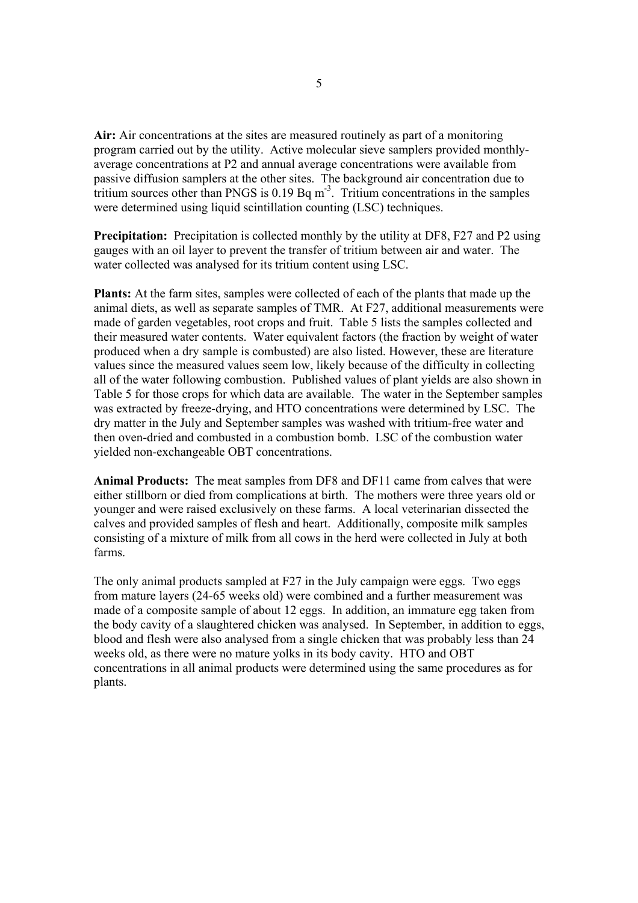**Air:** Air concentrations at the sites are measured routinely as part of a monitoring program carried out by the utility. Active molecular sieve samplers provided monthly-average concentrations at P2 and annual average concentrations were available from passive diffusion samplers at the other sites. The background air concentration due to tritium sources other than PNGS is 0.19 Bq $m^{-3}$. Tritium concentrations in the samples were determined using liquid scintillation counting (LSC) techniques.

**Precipitation:** Precipitation is collected monthly by the utility at DF8, F27 and P2 using gauges with an oil layer to prevent the transfer of tritium between air and water. The water collected was analysed for its tritium content using LSC.

**Plants:** At the farm sites, samples were collected of each of the plants that made up the animal diets, as well as separate samples of TMR. At F27, additional measurements were made of garden vegetables, root crops and fruit. Table 5 lists the samples collected and their measured water contents. Water equivalent factors (the fraction by weight of water produced when a dry sample is combusted) are also listed. However, these are literature values since the measured values seem low, likely because of the difficulty in collecting all of the water following combustion. Published values of plant yields are also shown in Table 5 for those crops for which data are available. The water in the September samples was extracted by freeze-drying, and HTO concentrations were determined by LSC. The dry matter in the July and September samples was washed with tritium-free water and then oven-dried and combusted in a combustion bomb. LSC of the combustion water yielded non-exchangeable OBT concentrations.

**Animal Products:** The meat samples from DF8 and DF11 came from calves that were either stillborn or died from complications at birth. The mothers were three years old or younger and were raised exclusively on these farms. A local veterinarian dissected the calves and provided samples of flesh and heart. Additionally, composite milk samples consisting of a mixture of milk from all cows in the herd were collected in July at both farms.

The only animal products sampled at F27 in the July campaign were eggs. Two eggs from mature layers (24-65 weeks old) were combined and a further measurement was made of a composite sample of about 12 eggs. In addition, an immature egg taken from the body cavity of a slaughtered chicken was analysed. In September, in addition to eggs, blood and flesh were also analysed from a single chicken that was probably less than 24 weeks old, as there were no mature yolks in its body cavity. HTO and OBT concentrations in all animal products were determined using the same procedures as for plants.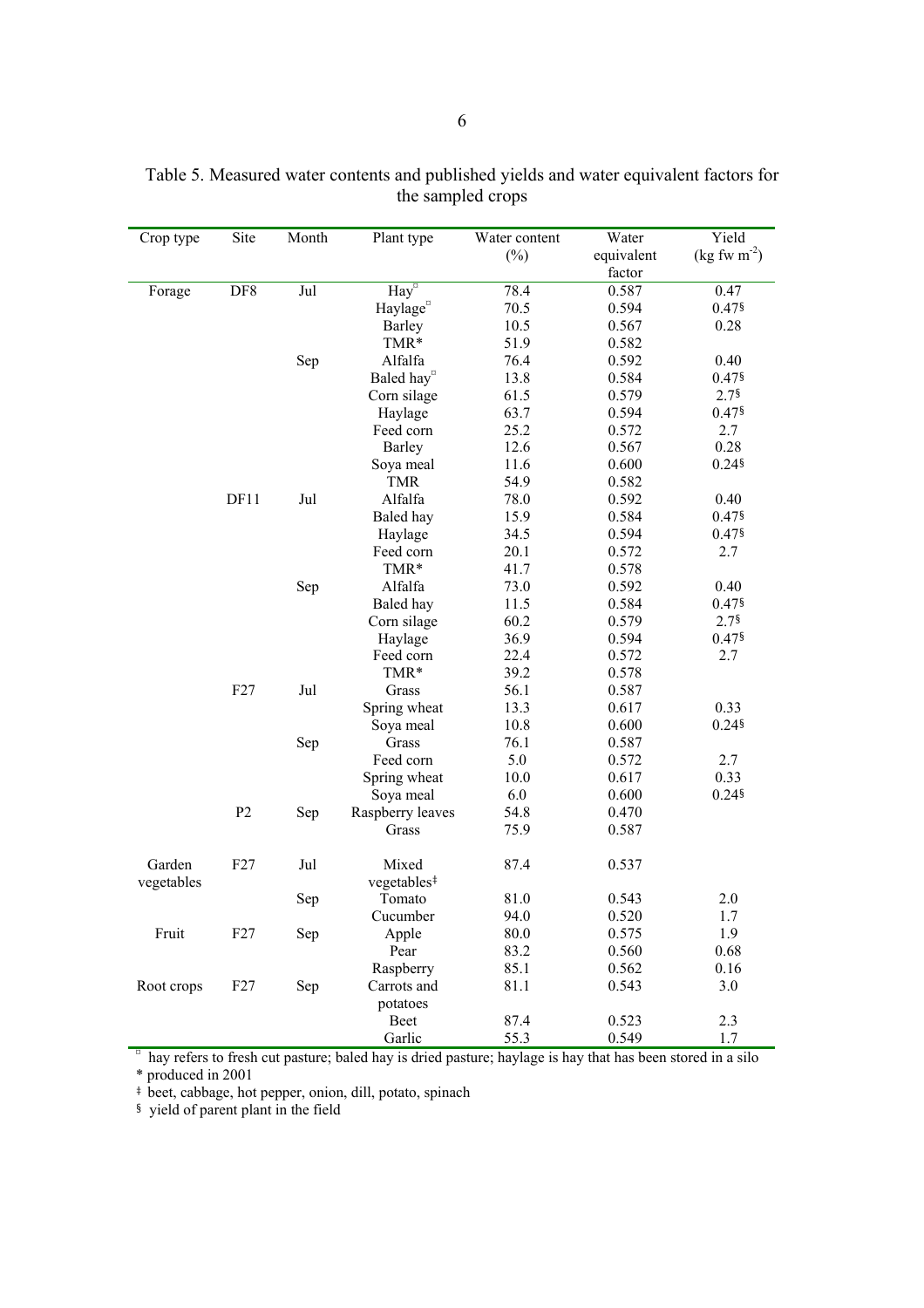Table 5. Measured water contents and published yields and water equivalent factors for the sampled crops

| Crop type | Site | Month | Plant type | Water content (%) | Water equivalent factor | Yield (kg fw m$^{-2}$) |
|---|---|---|---|---|---|---|
| Forage | DF8 | Jul | Hay[□] | 78.4 | 0.587 | 0.47 |
| | | | Haylage[□] | 70.5 | 0.594 | 0.47§ |
| | | | Barley | 10.5 | 0.567 | 0.28 |
| | | | TMR* | 51.9 | 0.582 | |
| | | Sep | Alfalfa | 76.4 | 0.592 | 0.40 |
| | | | Baled hay[□] | 13.8 | 0.584 | 0.47§ |
| | | | Corn silage | 61.5 | 0.579 | 2.7§ |
| | | | Haylage | 63.7 | 0.594 | 0.47§ |
| | | | Feed corn | 25.2 | 0.572 | 2.7 |
| | | | Barley | 12.6 | 0.567 | 0.28 |
| | | | Soya meal | 11.6 | 0.600 | 0.24§ |
| | | | TMR | 54.9 | 0.582 | |
| | DF11 | Jul | Alfalfa | 78.0 | 0.592 | 0.40 |
| | | | Baled hay | 15.9 | 0.584 | 0.47§ |
| | | | Haylage | 34.5 | 0.594 | 0.47§ |
| | | | Feed corn | 20.1 | 0.572 | 2.7 |
| | | | TMR* | 41.7 | 0.578 | |
| | | Sep | Alfalfa | 73.0 | 0.592 | 0.40 |
| | | | Baled hay | 11.5 | 0.584 | 0.47§ |
| | | | Corn silage | 60.2 | 0.579 | 2.7§ |
| | | | Haylage | 36.9 | 0.594 | 0.47§ |
| | | | Feed corn | 22.4 | 0.572 | 2.7 |
| | | | TMR* | 39.2 | 0.578 | |
| | F27 | Jul | Grass | 56.1 | 0.587 | |
| | | | Spring wheat | 13.3 | 0.617 | 0.33 |
| | | | Soya meal | 10.8 | 0.600 | 0.24§ |
| | | Sep | Grass | 76.1 | 0.587 | |
| | | | Feed corn | 5.0 | 0.572 | 2.7 |
| | | | Spring wheat | 10.0 | 0.617 | 0.33 |
| | | | Soya meal | 6.0 | 0.600 | 0.24§ |
| | P2 | Sep | Raspberry leaves | 54.8 | 0.470 | |
| | | | Grass | 75.9 | 0.587 | |
| Garden vegetables | F27 | Jul | Mixed vegetables‡ | 87.4 | 0.537 | |
| | | Sep | Tomato | 81.0 | 0.543 | 2.0 |
| | | | Cucumber | 94.0 | 0.520 | 1.7 |
| Fruit | F27 | Sep | Apple | 80.0 | 0.575 | 1.9 |
| | | | Pear | 83.2 | 0.560 | 0.68 |
| | | | Raspberry | 85.1 | 0.562 | 0.16 |
| Root crops | F27 | Sep | Carrots and potatoes | 81.1 | 0.543 | 3.0 |
| | | | Beet | 87.4 | 0.523 | 2.3 |
| | | | Garlic | 55.3 | 0.549 | 1.7 |

□ hay refers to fresh cut pasture; baled hay is dried pasture; haylage is hay that has been stored in a silo

\* produced in 2001

‡ beet, cabbage, hot pepper, onion, dill, potato, spinach

§ yield of parent plant in the field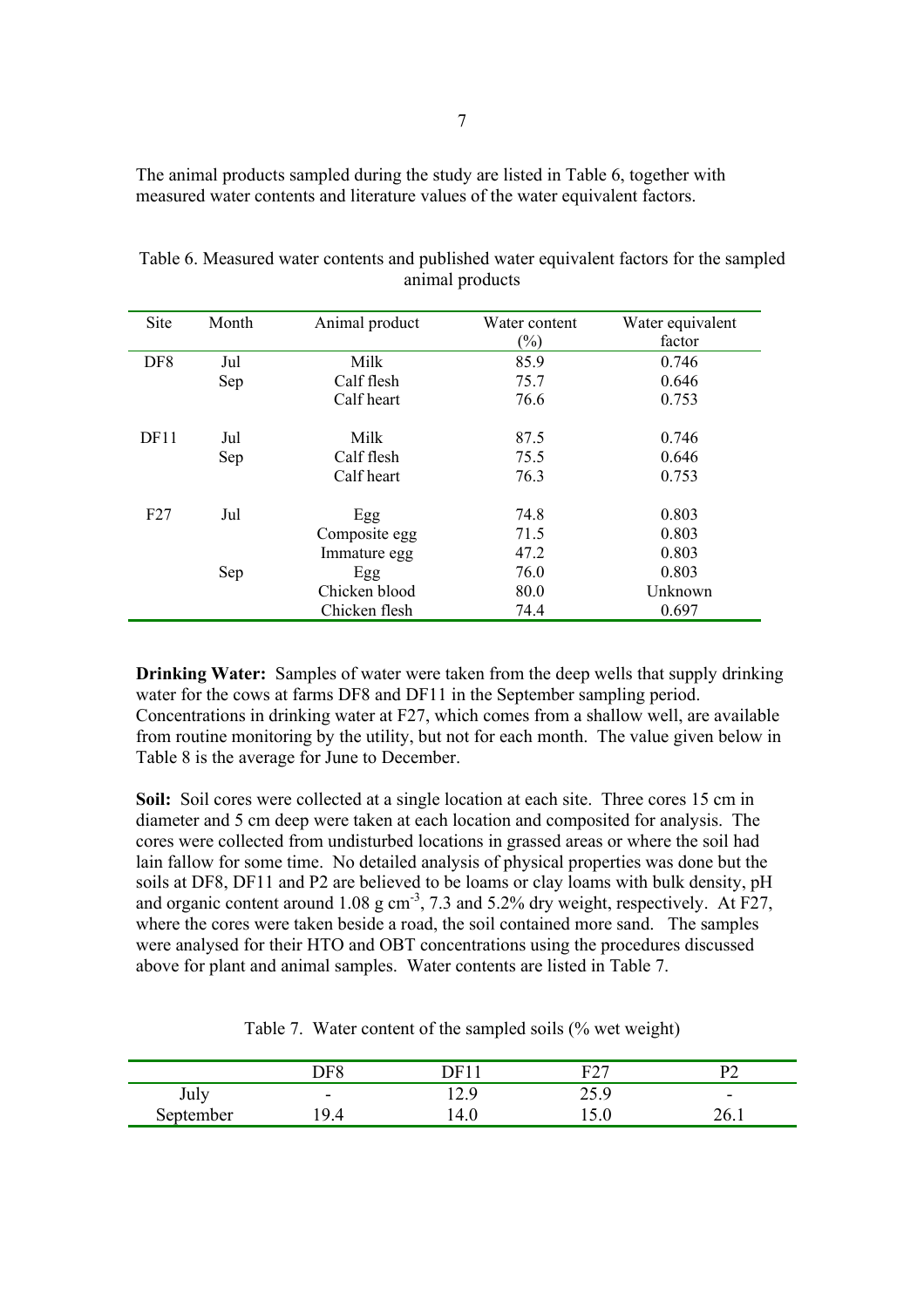The animal products sampled during the study are listed in Table 6, together with measured water contents and literature values of the water equivalent factors.

Table 6. Measured water contents and published water equivalent factors for the sampled animal products

| Site | Month | Animal product | Water content (%) | Water equivalent factor |
|---|---|---|---|---|
| DF8 | Jul | Milk | 85.9 | 0.746 |
| | Sep | Calf flesh | 75.7 | 0.646 |
| | | Calf heart | 76.6 | 0.753 |
| DF11 | Jul | Milk | 87.5 | 0.746 |
| | Sep | Calf flesh | 75.5 | 0.646 |
| | | Calf heart | 76.3 | 0.753 |
| F27 | Jul | Egg | 74.8 | 0.803 |
| | | Composite egg | 71.5 | 0.803 |
| | | Immature egg | 47.2 | 0.803 |
| | Sep | Egg | 76.0 | 0.803 |
| | | Chicken blood | 80.0 | Unknown |
| | | Chicken flesh | 74.4 | 0.697 |

**Drinking Water:** Samples of water were taken from the deep wells that supply drinking water for the cows at farms DF8 and DF11 in the September sampling period. Concentrations in drinking water at F27, which comes from a shallow well, are available from routine monitoring by the utility, but not for each month. The value given below in Table 8 is the average for June to December.

**Soil:** Soil cores were collected at a single location at each site. Three cores 15 cm in diameter and 5 cm deep were taken at each location and composited for analysis. The cores were collected from undisturbed locations in grassed areas or where the soil had lain fallow for some time. No detailed analysis of physical properties was done but the soils at DF8, DF11 and P2 are believed to be loams or clay loams with bulk density, pH and organic content around 1.08 g cm$^{-3}$, 7.3 and 5.2% dry weight, respectively. At F27, where the cores were taken beside a road, the soil contained more sand. The samples were analysed for their HTO and OBT concentrations using the procedures discussed above for plant and animal samples. Water contents are listed in Table 7.

Table 7. Water content of the sampled soils (% wet weight)

| | DF8 | DF11 | F27 | P2 |
|---|---|---|---|---|
| July | - | 12.9 | 25.9 | - |
| September | 19.4 | 14.0 | 15.0 | 26.1 |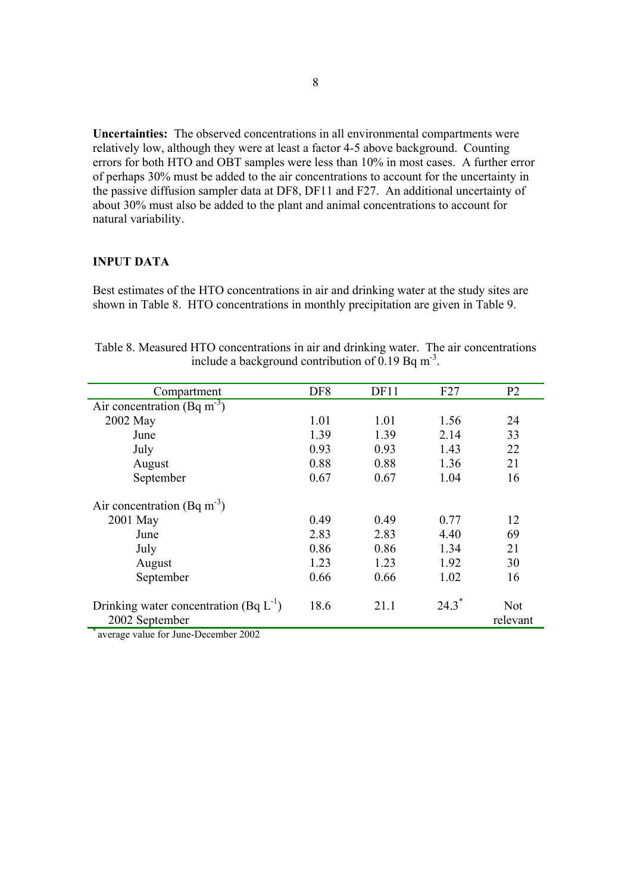**Uncertainties:** The observed concentrations in all environmental compartments were relatively low, although they were at least a factor 4-5 above background. Counting errors for both HTO and OBT samples were less than 10% in most cases. A further error of perhaps 30% must be added to the air concentrations to account for the uncertainty in the passive diffusion sampler data at DF8, DF11 and F27. An additional uncertainty of about 30% must also be added to the plant and animal concentrations to account for natural variability.

**INPUT DATA**

Best estimates of the HTO concentrations in air and drinking water at the study sites are shown in Table 8. HTO concentrations in monthly precipitation are given in Table 9.

Table 8. Measured HTO concentrations in air and drinking water. The air concentrations include a background contribution of 0.19 Bq $m^{-3}$.

| Compartment | DF8 | DF11 | F27 | P2 |
|---|---|---|---|---|
| Air concentration (Bq $m^{-3}$) | | | | |
| 2002 May | 1.01 | 1.01 | 1.56 | 24 |
| June | 1.39 | 1.39 | 2.14 | 33 |
| July | 0.93 | 0.93 | 1.43 | 22 |
| August | 0.88 | 0.88 | 1.36 | 21 |
| September | 0.67 | 0.67 | 1.04 | 16 |
| Air concentration (Bq $m^{-3}$) | | | | |
| 2001 May | 0.49 | 0.49 | 0.77 | 12 |
| June | 2.83 | 2.83 | 4.40 | 69 |
| July | 0.86 | 0.86 | 1.34 | 21 |
| August | 1.23 | 1.23 | 1.92 | 30 |
| September | 0.66 | 0.66 | 1.02 | 16 |
| Drinking water concentration (Bq $L^{-1}$) 2002 September | 18.6 | 21.1 | 24.3* | Not relevant |

* average value for June-December 2002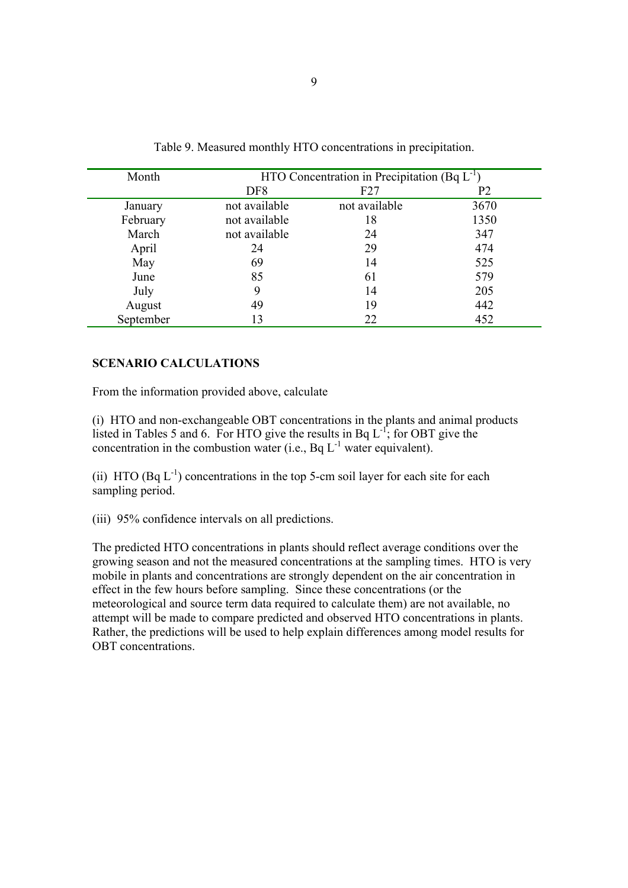Table 9. Measured monthly HTO concentrations in precipitation.

| Month | HTO Concentration in Precipitation (Bq $L^{-1}$) | | |
|---|---|---|---|
| | DF8 | F27 | P2 |
| January | not available | not available | 3670 |
| February | not available | 18 | 1350 |
| March | not available | 24 | 347 |
| April | 24 | 29 | 474 |
| May | 69 | 14 | 525 |
| June | 85 | 61 | 579 |
| July | 9 | 14 | 205 |
| August | 49 | 19 | 442 |
| September | 13 | 22 | 452 |

**SCENARIO CALCULATIONS**

From the information provided above, calculate

(i) HTO and non-exchangeable OBT concentrations in the plants and animal products listed in Tables 5 and 6. For HTO give the results in Bq $L^{-1}$; for OBT give the concentration in the combustion water (i.e., Bq $L^{-1}$ water equivalent).

(ii) HTO (Bq $L^{-1}$) concentrations in the top 5-cm soil layer for each site for each sampling period.

(iii) 95% confidence intervals on all predictions.

The predicted HTO concentrations in plants should reflect average conditions over the growing season and not the measured concentrations at the sampling times. HTO is very mobile in plants and concentrations are strongly dependent on the air concentration in effect in the few hours before sampling. Since these concentrations (or the meteorological and source term data required to calculate them) are not available, no attempt will be made to compare predicted and observed HTO concentrations in plants. Rather, the predictions will be used to help explain differences among model results for OBT concentrations.